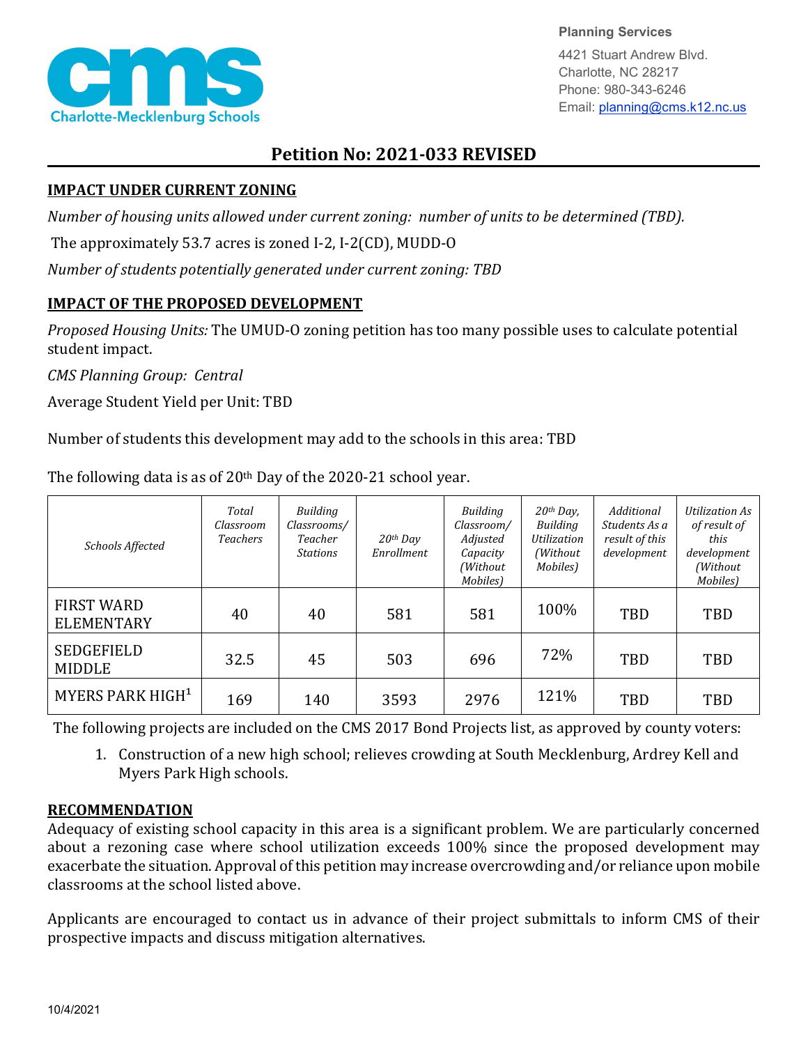Planning Services

4421 Stuart Andrew Blvd.
Charlotte, NC 28217
Phone: 980-343-6246
Email: planning@cms.k12.nc.us

# Petition No: 2021-033 REVISED

## IMPACT UNDER CURRENT ZONING

*Number of housing units allowed under current zoning: number of units to be determined (TBD).*

The approximately 53.7 acres is zoned I-2, I-2(CD), MUDD-O

*Number of students potentially generated under current zoning: TBD*

## IMPACT OF THE PROPOSED DEVELOPMENT

*Proposed Housing Units:* The UMUD-O zoning petition has too many possible uses to calculate potential student impact.

*CMS Planning Group: Central*

Average Student Yield per Unit: TBD

Number of students this development may add to the schools in this area: TBD

The following data is as of 20th Day of the 2020-21 school year.

| *Schools Affected* | *Total Classroom Teachers* | *Building Classrooms/ Teacher Stations* | *20th Day Enrollment* | *Building Classroom/ Adjusted Capacity (Without Mobiles)* | *20th Day, Building Utilization (Without Mobiles)* | *Additional Students As a result of this development* | *Utilization As of result of this development (Without Mobiles)* |
|---|---|---|---|---|---|---|---|
| FIRST WARD ELEMENTARY | 40 | 40 | 581 | 581 | 100% | TBD | TBD |
| SEDGEFIELD MIDDLE | 32.5 | 45 | 503 | 696 | 72% | TBD | TBD |
| MYERS PARK HIGH[1] | 169 | 140 | 3593 | 2976 | 121% | TBD | TBD |

The following projects are included on the CMS 2017 Bond Projects list, as approved by county voters:

1. Construction of a new high school; relieves crowding at South Mecklenburg, Ardrey Kell and Myers Park High schools.

## RECOMMENDATION

Adequacy of existing school capacity in this area is a significant problem. We are particularly concerned about a rezoning case where school utilization exceeds 100% since the proposed development may exacerbate the situation. Approval of this petition may increase overcrowding and/or reliance upon mobile classrooms at the school listed above.

Applicants are encouraged to contact us in advance of their project submittals to inform CMS of their prospective impacts and discuss mitigation alternatives.

10/4/2021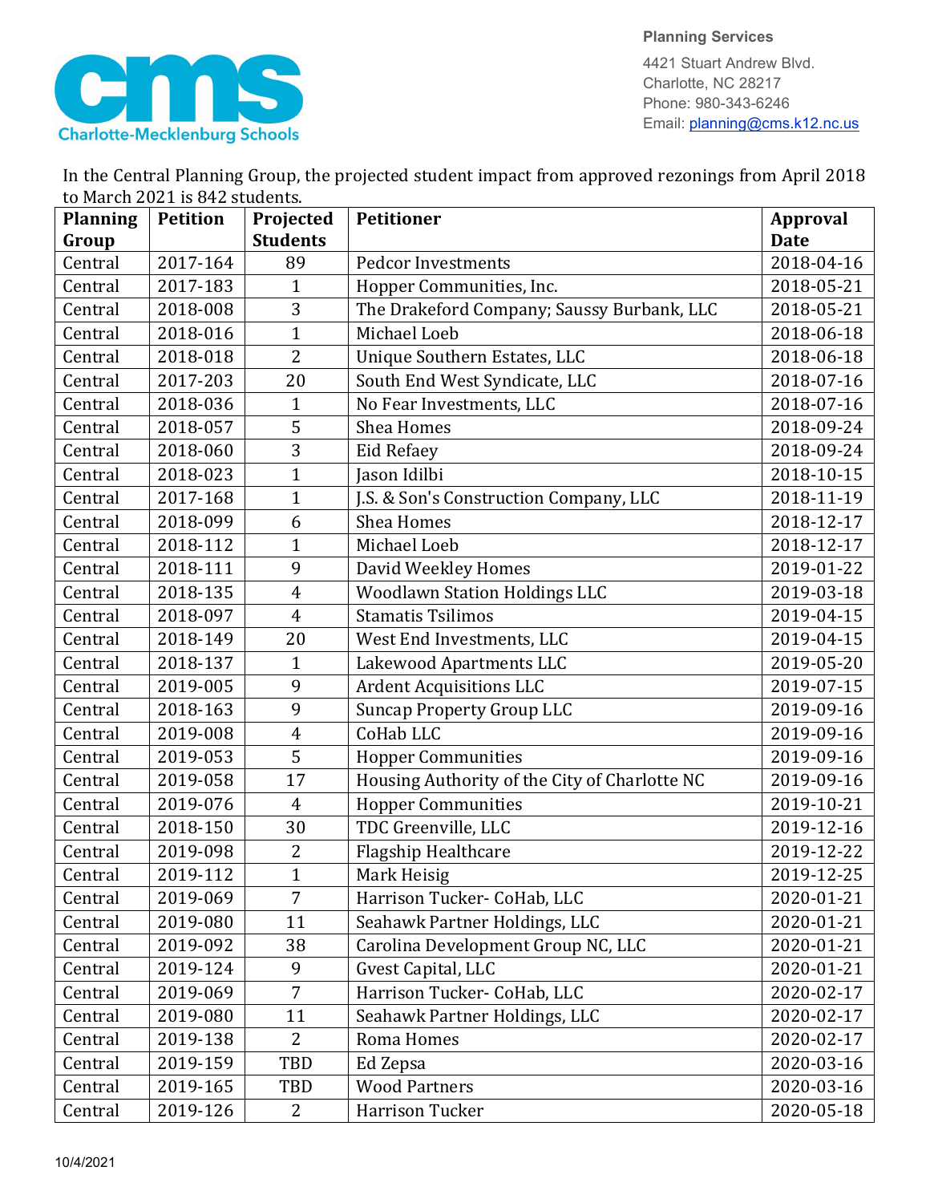Planning Services
4421 Stuart Andrew Blvd.
Charlotte, NC 28217
Phone: 980-343-6246
Email: planning@cms.k12.nc.us

In the Central Planning Group, the projected student impact from approved rezonings from April 2018 to March 2021 is 842 students.

| Planning Group | Petition | Projected Students | Petitioner | Approval Date |
|---|---|---|---|---|
| Central | 2017-164 | 89 | Pedcor Investments | 2018-04-16 |
| Central | 2017-183 | 1 | Hopper Communities, Inc. | 2018-05-21 |
| Central | 2018-008 | 3 | The Drakeford Company; Saussy Burbank, LLC | 2018-05-21 |
| Central | 2018-016 | 1 | Michael Loeb | 2018-06-18 |
| Central | 2018-018 | 2 | Unique Southern Estates, LLC | 2018-06-18 |
| Central | 2017-203 | 20 | South End West Syndicate, LLC | 2018-07-16 |
| Central | 2018-036 | 1 | No Fear Investments, LLC | 2018-07-16 |
| Central | 2018-057 | 5 | Shea Homes | 2018-09-24 |
| Central | 2018-060 | 3 | Eid Refaey | 2018-09-24 |
| Central | 2018-023 | 1 | Jason Idilbi | 2018-10-15 |
| Central | 2017-168 | 1 | J.S. & Son's Construction Company, LLC | 2018-11-19 |
| Central | 2018-099 | 6 | Shea Homes | 2018-12-17 |
| Central | 2018-112 | 1 | Michael Loeb | 2018-12-17 |
| Central | 2018-111 | 9 | David Weekley Homes | 2019-01-22 |
| Central | 2018-135 | 4 | Woodlawn Station Holdings LLC | 2019-03-18 |
| Central | 2018-097 | 4 | Stamatis Tsilimos | 2019-04-15 |
| Central | 2018-149 | 20 | West End Investments, LLC | 2019-04-15 |
| Central | 2018-137 | 1 | Lakewood Apartments LLC | 2019-05-20 |
| Central | 2019-005 | 9 | Ardent Acquisitions LLC | 2019-07-15 |
| Central | 2018-163 | 9 | Suncap Property Group LLC | 2019-09-16 |
| Central | 2019-008 | 4 | CoHab LLC | 2019-09-16 |
| Central | 2019-053 | 5 | Hopper Communities | 2019-09-16 |
| Central | 2019-058 | 17 | Housing Authority of the City of Charlotte NC | 2019-09-16 |
| Central | 2019-076 | 4 | Hopper Communities | 2019-10-21 |
| Central | 2018-150 | 30 | TDC Greenville, LLC | 2019-12-16 |
| Central | 2019-098 | 2 | Flagship Healthcare | 2019-12-22 |
| Central | 2019-112 | 1 | Mark Heisig | 2019-12-25 |
| Central | 2019-069 | 7 | Harrison Tucker- CoHab, LLC | 2020-01-21 |
| Central | 2019-080 | 11 | Seahawk Partner Holdings, LLC | 2020-01-21 |
| Central | 2019-092 | 38 | Carolina Development Group NC, LLC | 2020-01-21 |
| Central | 2019-124 | 9 | Gvest Capital, LLC | 2020-01-21 |
| Central | 2019-069 | 7 | Harrison Tucker- CoHab, LLC | 2020-02-17 |
| Central | 2019-080 | 11 | Seahawk Partner Holdings, LLC | 2020-02-17 |
| Central | 2019-138 | 2 | Roma Homes | 2020-02-17 |
| Central | 2019-159 | TBD | Ed Zepsa | 2020-03-16 |
| Central | 2019-165 | TBD | Wood Partners | 2020-03-16 |
| Central | 2019-126 | 2 | Harrison Tucker | 2020-05-18 |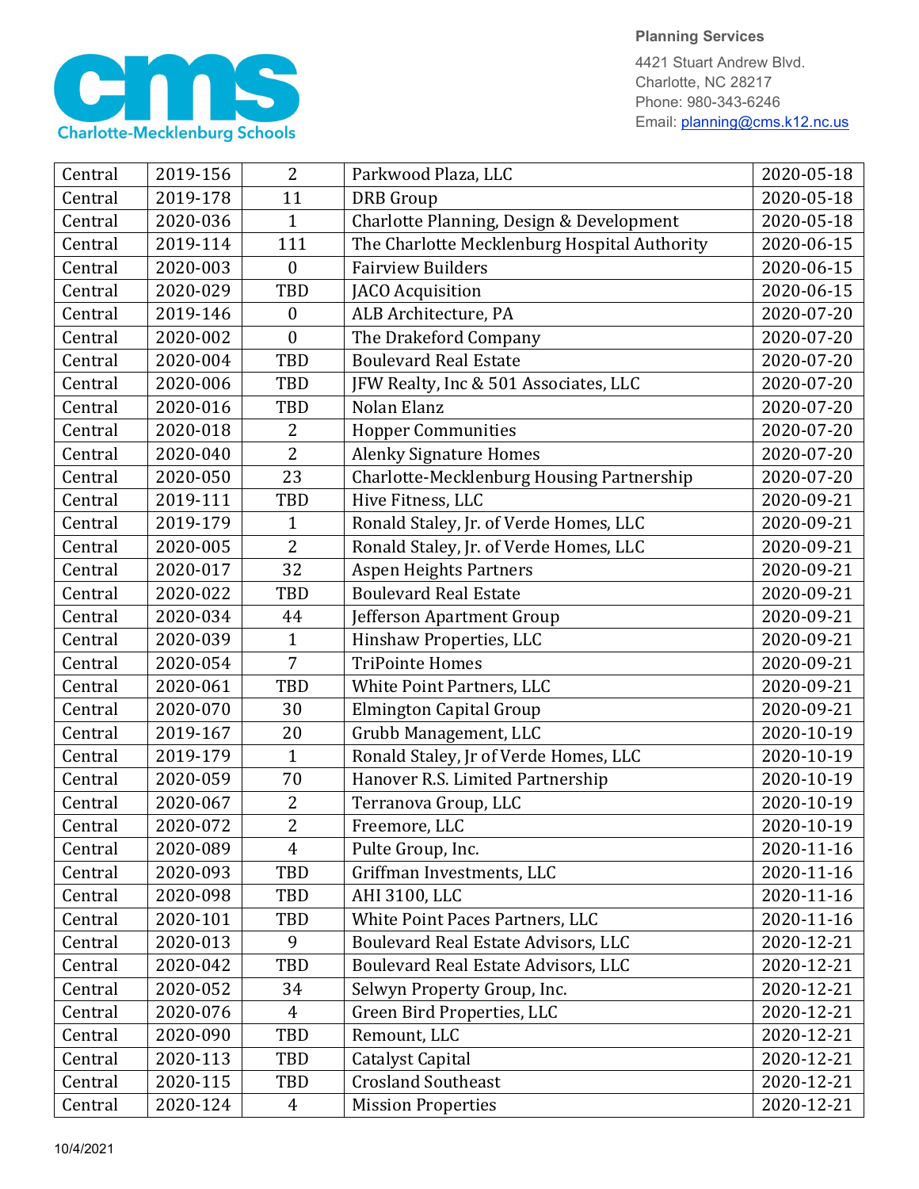| | | | | |
|---|---|---|---|---|
| Central | 2019-156 | 2 | Parkwood Plaza, LLC | 2020-05-18 |
| Central | 2019-178 | 11 | DRB Group | 2020-05-18 |
| Central | 2020-036 | 1 | Charlotte Planning, Design & Development | 2020-05-18 |
| Central | 2019-114 | 111 | The Charlotte Mecklenburg Hospital Authority | 2020-06-15 |
| Central | 2020-003 | 0 | Fairview Builders | 2020-06-15 |
| Central | 2020-029 | TBD | JACO Acquisition | 2020-06-15 |
| Central | 2019-146 | 0 | ALB Architecture, PA | 2020-07-20 |
| Central | 2020-002 | 0 | The Drakeford Company | 2020-07-20 |
| Central | 2020-004 | TBD | Boulevard Real Estate | 2020-07-20 |
| Central | 2020-006 | TBD | JFW Realty, Inc & 501 Associates, LLC | 2020-07-20 |
| Central | 2020-016 | TBD | Nolan Elanz | 2020-07-20 |
| Central | 2020-018 | 2 | Hopper Communities | 2020-07-20 |
| Central | 2020-040 | 2 | Alenky Signature Homes | 2020-07-20 |
| Central | 2020-050 | 23 | Charlotte-Mecklenburg Housing Partnership | 2020-07-20 |
| Central | 2019-111 | TBD | Hive Fitness, LLC | 2020-09-21 |
| Central | 2019-179 | 1 | Ronald Staley, Jr. of Verde Homes, LLC | 2020-09-21 |
| Central | 2020-005 | 2 | Ronald Staley, Jr. of Verde Homes, LLC | 2020-09-21 |
| Central | 2020-017 | 32 | Aspen Heights Partners | 2020-09-21 |
| Central | 2020-022 | TBD | Boulevard Real Estate | 2020-09-21 |
| Central | 2020-034 | 44 | Jefferson Apartment Group | 2020-09-21 |
| Central | 2020-039 | 1 | Hinshaw Properties, LLC | 2020-09-21 |
| Central | 2020-054 | 7 | TriPointe Homes | 2020-09-21 |
| Central | 2020-061 | TBD | White Point Partners, LLC | 2020-09-21 |
| Central | 2020-070 | 30 | Elmington Capital Group | 2020-09-21 |
| Central | 2019-167 | 20 | Grubb Management, LLC | 2020-10-19 |
| Central | 2019-179 | 1 | Ronald Staley, Jr of Verde Homes, LLC | 2020-10-19 |
| Central | 2020-059 | 70 | Hanover R.S. Limited Partnership | 2020-10-19 |
| Central | 2020-067 | 2 | Terranova Group, LLC | 2020-10-19 |
| Central | 2020-072 | 2 | Freemore, LLC | 2020-10-19 |
| Central | 2020-089 | 4 | Pulte Group, Inc. | 2020-11-16 |
| Central | 2020-093 | TBD | Griffman Investments, LLC | 2020-11-16 |
| Central | 2020-098 | TBD | AHI 3100, LLC | 2020-11-16 |
| Central | 2020-101 | TBD | White Point Paces Partners, LLC | 2020-11-16 |
| Central | 2020-013 | 9 | Boulevard Real Estate Advisors, LLC | 2020-12-21 |
| Central | 2020-042 | TBD | Boulevard Real Estate Advisors, LLC | 2020-12-21 |
| Central | 2020-052 | 34 | Selwyn Property Group, Inc. | 2020-12-21 |
| Central | 2020-076 | 4 | Green Bird Properties, LLC | 2020-12-21 |
| Central | 2020-090 | TBD | Remount, LLC | 2020-12-21 |
| Central | 2020-113 | TBD | Catalyst Capital | 2020-12-21 |
| Central | 2020-115 | TBD | Crosland Southeast | 2020-12-21 |
| Central | 2020-124 | 4 | Mission Properties | 2020-12-21 |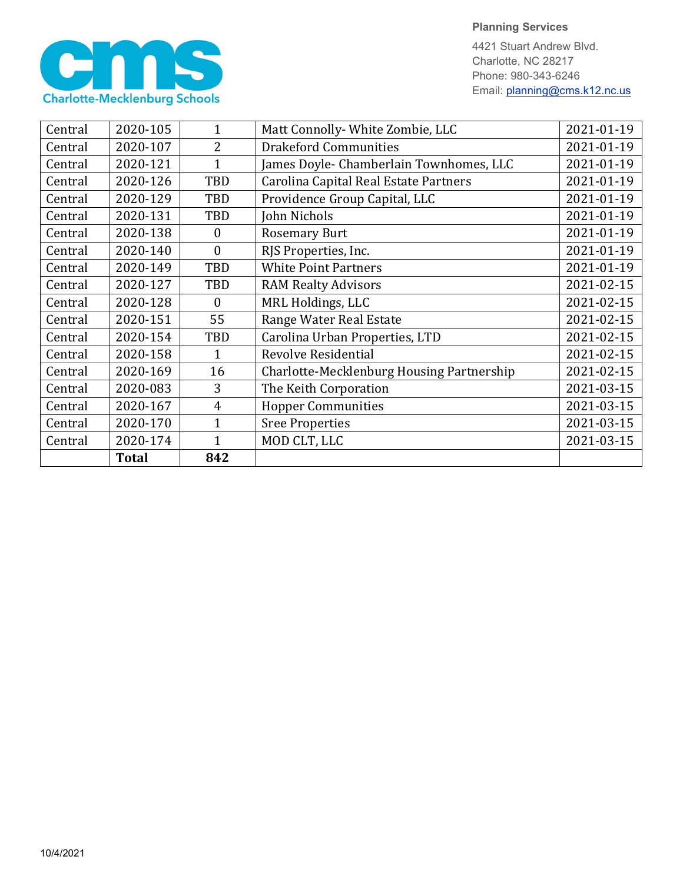Planning Services

4421 Stuart Andrew Blvd.
Charlotte, NC 28217
Phone: 980-343-6246
Email: planning@cms.k12.nc.us

| | | | | |
|---|---|---|---|---|
| Central | 2020-105 | 1 | Matt Connolly- White Zombie, LLC | 2021-01-19 |
| Central | 2020-107 | 2 | Drakeford Communities | 2021-01-19 |
| Central | 2020-121 | 1 | James Doyle- Chamberlain Townhomes, LLC | 2021-01-19 |
| Central | 2020-126 | TBD | Carolina Capital Real Estate Partners | 2021-01-19 |
| Central | 2020-129 | TBD | Providence Group Capital, LLC | 2021-01-19 |
| Central | 2020-131 | TBD | John Nichols | 2021-01-19 |
| Central | 2020-138 | 0 | Rosemary Burt | 2021-01-19 |
| Central | 2020-140 | 0 | RJS Properties, Inc. | 2021-01-19 |
| Central | 2020-149 | TBD | White Point Partners | 2021-01-19 |
| Central | 2020-127 | TBD | RAM Realty Advisors | 2021-02-15 |
| Central | 2020-128 | 0 | MRL Holdings, LLC | 2021-02-15 |
| Central | 2020-151 | 55 | Range Water Real Estate | 2021-02-15 |
| Central | 2020-154 | TBD | Carolina Urban Properties, LTD | 2021-02-15 |
| Central | 2020-158 | 1 | Revolve Residential | 2021-02-15 |
| Central | 2020-169 | 16 | Charlotte-Mecklenburg Housing Partnership | 2021-02-15 |
| Central | 2020-083 | 3 | The Keith Corporation | 2021-03-15 |
| Central | 2020-167 | 4 | Hopper Communities | 2021-03-15 |
| Central | 2020-170 | 1 | Sree Properties | 2021-03-15 |
| Central | 2020-174 | 1 | MOD CLT, LLC | 2021-03-15 |
| | **Total** | **842** | | |

10/4/2021